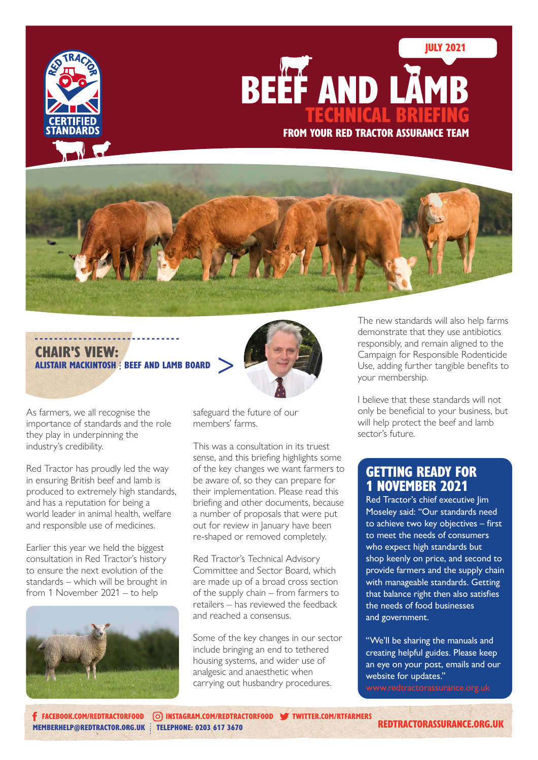JULY 2021

# BEEF AND LAMB TECHNICAL BRIEFING

**FROM YOUR RED TRACTOR ASSURANCE TEAM**

## CHAIR'S VIEW:

**ALISTAIR MACKINTOSH | BEEF AND LAMB BOARD**

As farmers, we all recognise the importance of standards and the role they play in underpinning the industry's credibility.

Red Tractor has proudly led the way in ensuring British beef and lamb is produced to extremely high standards, and has a reputation for being a world leader in animal health, welfare and responsible use of medicines.

Earlier this year we held the biggest consultation in Red Tractor's history to ensure the next evolution of the standards – which will be brought in from 1 November 2021 – to help safeguard the future of our members' farms.

This was a consultation in its truest sense, and this briefing highlights some of the key changes we want farmers to be aware of, so they can prepare for their implementation. Please read this briefing and other documents, because a number of proposals that were put out for review in January have been re-shaped or removed completely.

Red Tractor's Technical Advisory Committee and Sector Board, which are made up of a broad cross section of the supply chain – from farmers to retailers – has reviewed the feedback and reached a consensus.

Some of the key changes in our sector include bringing an end to tethered housing systems, and wider use of analgesic and anaesthetic when carrying out husbandry procedures.

The new standards will also help farms demonstrate that they use antibiotics responsibly, and remain aligned to the Campaign for Responsible Rodenticide Use, adding further tangible benefits to your membership.

I believe that these standards will not only be beneficial to your business, but will help protect the beef and lamb sector's future.

## GETTING READY FOR 1 NOVEMBER 2021

Red Tractor's chief executive Jim Moseley said: "Our standards need to achieve two key objectives – first to meet the needs of consumers who expect high standards but shop keenly on price, and second to provide farmers and the supply chain with manageable standards. Getting that balance right then also satisfies the needs of food businesses and government.

"We'll be sharing the manuals and creating helpful guides. Please keep an eye on your post, emails and our website for updates."

www.redtractorassurance.org.uk

FACEBOOK.COM/REDTRACTORFOOD | INSTAGRAM.COM/REDTRACTORFOOD | TWITTER.COM/RTFARMERS
MEMBERHELP@REDTRACTOR.ORG.UK | TELEPHONE: 0203 617 3670
REDTRACTORASSURANCE.ORG.UK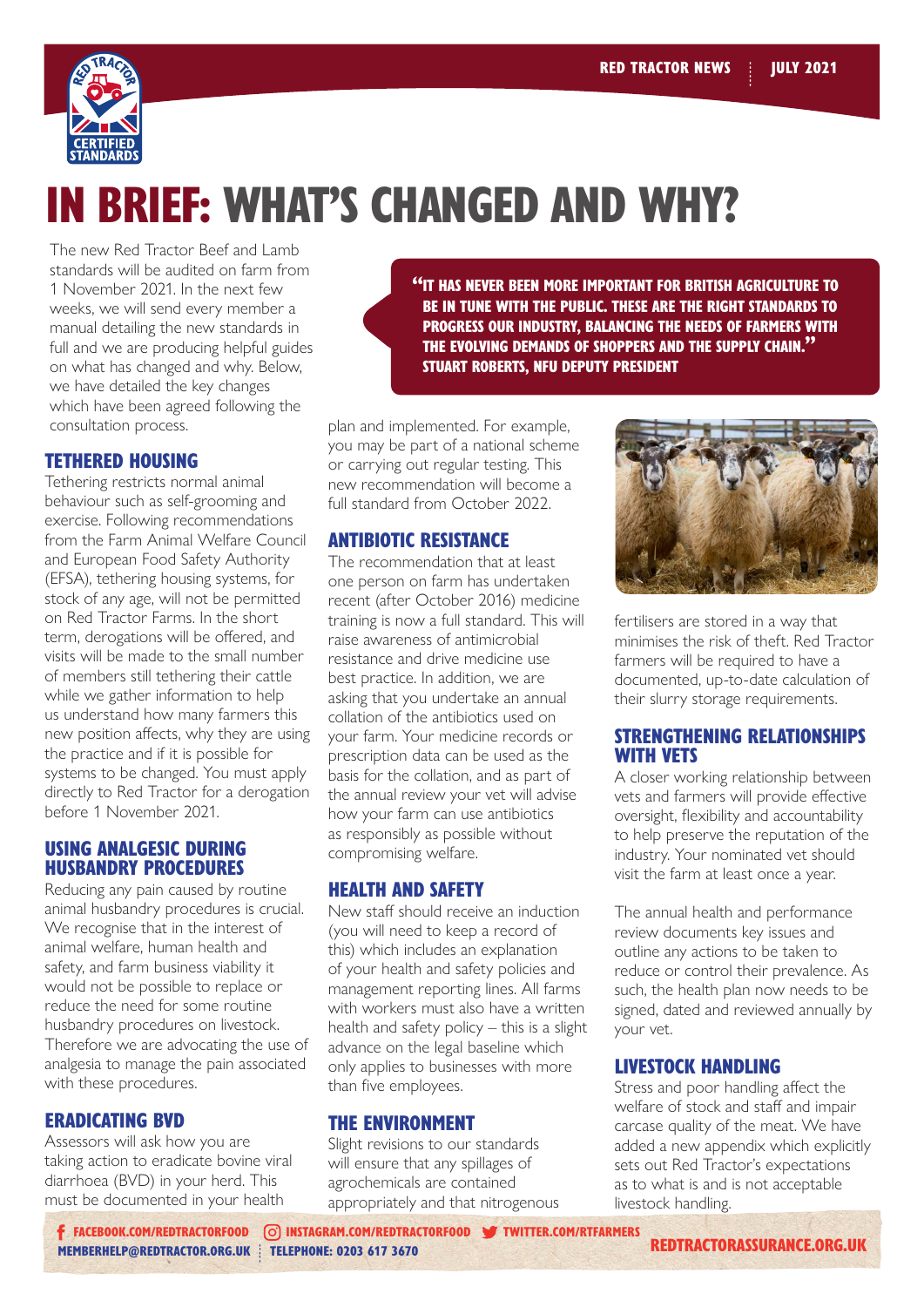# IN BRIEF: WHAT'S CHANGED AND WHY?

The new Red Tractor Beef and Lamb standards will be audited on farm from 1 November 2021. In the next few weeks, we will send every member a manual detailing the new standards in full and we are producing helpful guides on what has changed and why. Below, we have detailed the key changes which have been agreed following the consultation process.

> **"IT HAS NEVER BEEN MORE IMPORTANT FOR BRITISH AGRICULTURE TO BE IN TUNE WITH THE PUBLIC. THESE ARE THE RIGHT STANDARDS TO PROGRESS OUR INDUSTRY, BALANCING THE NEEDS OF FARMERS WITH THE EVOLVING DEMANDS OF SHOPPERS AND THE SUPPLY CHAIN."**
> **STUART ROBERTS, NFU DEPUTY PRESIDENT**

## TETHERED HOUSING

Tethering restricts normal animal behaviour such as self-grooming and exercise. Following recommendations from the Farm Animal Welfare Council and European Food Safety Authority (EFSA), tethering housing systems, for stock of any age, will not be permitted on Red Tractor Farms. In the short term, derogations will be offered, and visits will be made to the small number of members still tethering their cattle while we gather information to help us understand how many farmers this new position affects, why they are using the practice and if it is possible for systems to be changed. You must apply directly to Red Tractor for a derogation before 1 November 2021.

## USING ANALGESIC DURING HUSBANDRY PROCEDURES

Reducing any pain caused by routine animal husbandry procedures is crucial. We recognise that in the interest of animal welfare, human health and safety, and farm business viability it would not be possible to replace or reduce the need for some routine husbandry procedures on livestock. Therefore we are advocating the use of analgesia to manage the pain associated with these procedures.

## ERADICATING BVD

Assessors will ask how you are taking action to eradicate bovine viral diarrhoea (BVD) in your herd. This must be documented in your health plan and implemented. For example, you may be part of a national scheme or carrying out regular testing. This new recommendation will become a full standard from October 2022.

## ANTIBIOTIC RESISTANCE

The recommendation that at least one person on farm has undertaken recent (after October 2016) medicine training is now a full standard. This will raise awareness of antimicrobial resistance and drive medicine use best practice. In addition, we are asking that you undertake an annual collation of the antibiotics used on your farm. Your medicine records or prescription data can be used as the basis for the collation, and as part of the annual review your vet will advise how your farm can use antibiotics as responsibly as possible without compromising welfare.

## HEALTH AND SAFETY

New staff should receive an induction (you will need to keep a record of this) which includes an explanation of your health and safety policies and management reporting lines. All farms with workers must also have a written health and safety policy – this is a slight advance on the legal baseline which only applies to businesses with more than five employees.

## THE ENVIRONMENT

Slight revisions to our standards will ensure that any spillages of agrochemicals are contained appropriately and that nitrogenous fertilisers are stored in a way that minimises the risk of theft. Red Tractor farmers will be required to have a documented, up-to-date calculation of their slurry storage requirements.

## STRENGTHENING RELATIONSHIPS WITH VETS

A closer working relationship between vets and farmers will provide effective oversight, flexibility and accountability to help preserve the reputation of the industry. Your nominated vet should visit the farm at least once a year.

The annual health and performance review documents key issues and outline any actions to be taken to reduce or control their prevalence. As such, the health plan now needs to be signed, dated and reviewed annually by your vet.

## LIVESTOCK HANDLING

Stress and poor handling affect the welfare of stock and staff and impair carcase quality of the meat. We have added a new appendix which explicitly sets out Red Tractor's expectations as to what is and is not acceptable livestock handling.

FACEBOOK.COM/REDTRACTORFOOD | INSTAGRAM.COM/REDTRACTORFOOD | TWITTER.COM/RTFARMERS
MEMBERHELP@REDTRACTOR.ORG.UK | TELEPHONE: 0203 617 3670
REDTRACTORASSURANCE.ORG.UK